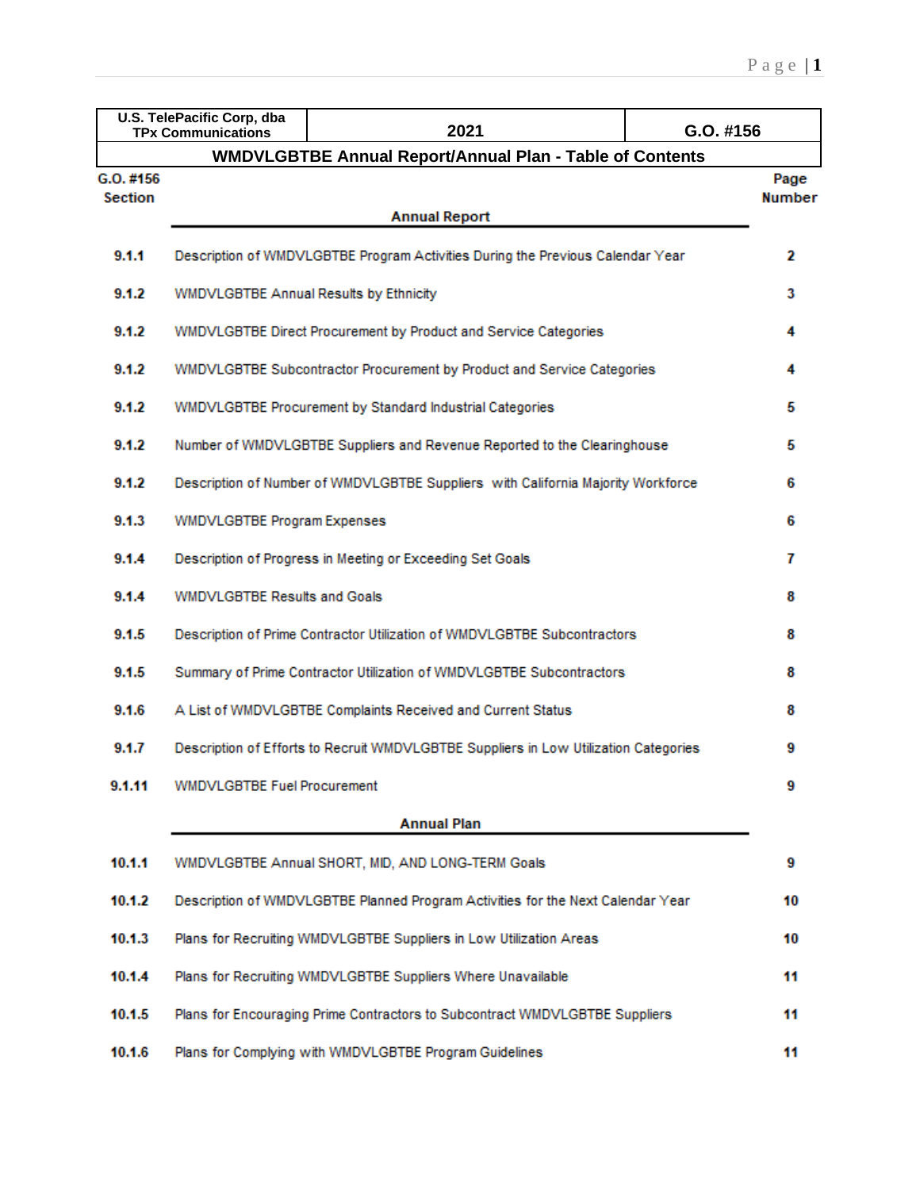| U.S. TelePacific Corp, dba TPx Communications | 2021 | G.O. #156 |
|---|---|---|

## WMDVLGBTBE Annual Report/Annual Plan - Table of Contents

| G.O. #156 Section | Annual Report | Page Number |
|---|---|---|
| 9.1.1 | Description of WMDVLGBTBE Program Activities During the Previous Calendar Year | 2 |
| 9.1.2 | WMDVLGBTBE Annual Results by Ethnicity | 3 |
| 9.1.2 | WMDVLGBTBE Direct Procurement by Product and Service Categories | 4 |
| 9.1.2 | WMDVLGBTBE Subcontractor Procurement by Product and Service Categories | 4 |
| 9.1.2 | WMDVLGBTBE Procurement by Standard Industrial Categories | 5 |
| 9.1.2 | Number of WMDVLGBTBE Suppliers and Revenue Reported to the Clearinghouse | 5 |
| 9.1.2 | Description of Number of WMDVLGBTBE Suppliers with California Majority Workforce | 6 |
| 9.1.3 | WMDVLGBTBE Program Expenses | 6 |
| 9.1.4 | Description of Progress in Meeting or Exceeding Set Goals | 7 |
| 9.1.4 | WMDVLGBTBE Results and Goals | 8 |
| 9.1.5 | Description of Prime Contractor Utilization of WMDVLGBTBE Subcontractors | 8 |
| 9.1.5 | Summary of Prime Contractor Utilization of WMDVLGBTBE Subcontractors | 8 |
| 9.1.6 | A List of WMDVLGBTBE Complaints Received and Current Status | 8 |
| 9.1.7 | Description of Efforts to Recruit WMDVLGBTBE Suppliers in Low Utilization Categories | 9 |
| 9.1.11 | WMDVLGBTBE Fuel Procurement | 9 |
| | **Annual Plan** | |
| 10.1.1 | WMDVLGBTBE Annual SHORT, MID, AND LONG-TERM Goals | 9 |
| 10.1.2 | Description of WMDVLGBTBE Planned Program Activities for the Next Calendar Year | 10 |
| 10.1.3 | Plans for Recruiting WMDVLGBTBE Suppliers in Low Utilization Areas | 10 |
| 10.1.4 | Plans for Recruiting WMDVLGBTBE Suppliers Where Unavailable | 11 |
| 10.1.5 | Plans for Encouraging Prime Contractors to Subcontract WMDVLGBTBE Suppliers | 11 |
| 10.1.6 | Plans for Complying with WMDVLGBTBE Program Guidelines | 11 |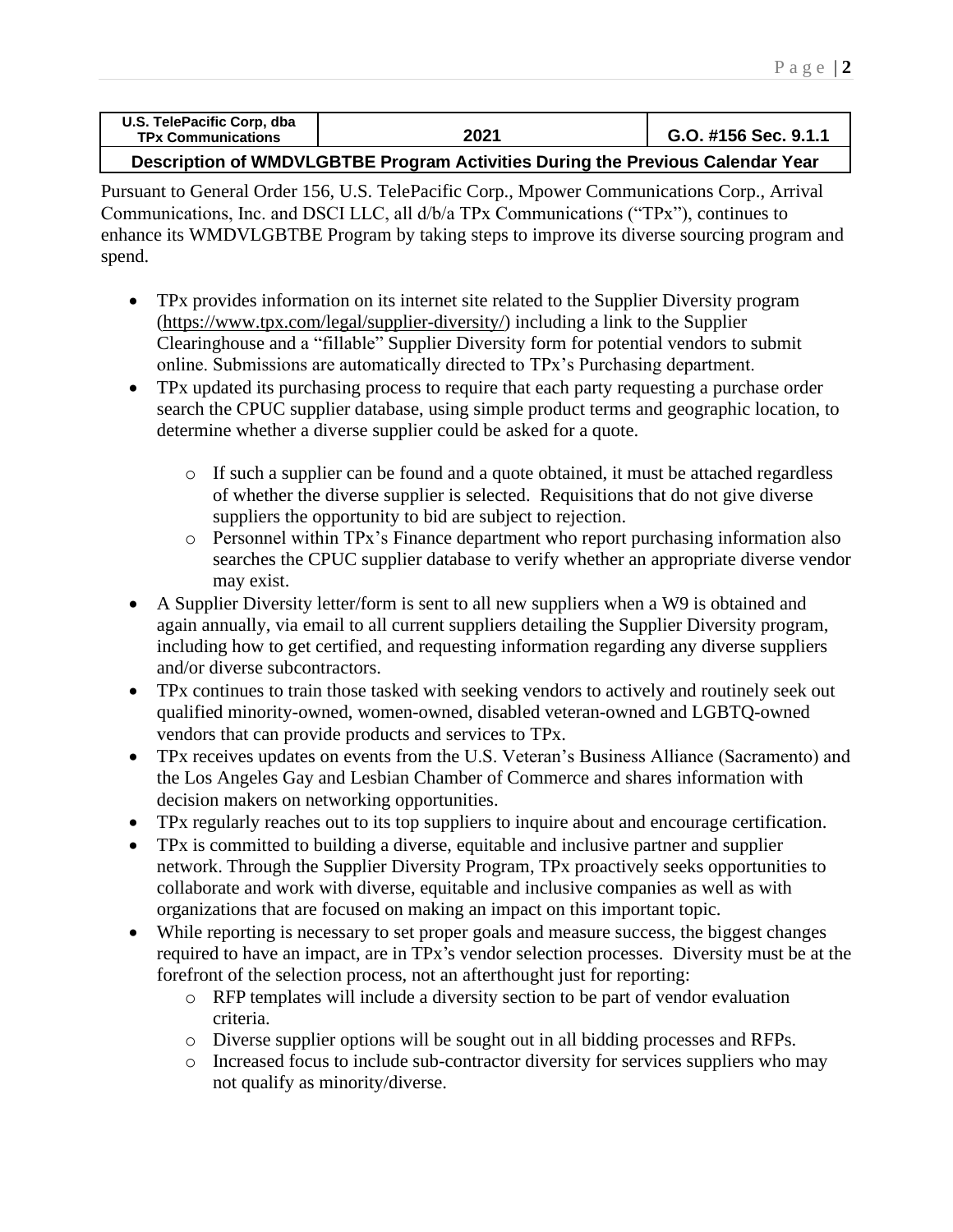| U.S. TelePacific Corp, dba TPx Communications | 2021 | G.O. #156 Sec. 9.1.1 |
|---|---|---|
| **Description of WMDVLGBTBE Program Activities During the Previous Calendar Year** | | |

Pursuant to General Order 156, U.S. TelePacific Corp., Mpower Communications Corp., Arrival Communications, Inc. and DSCI LLC, all d/b/a TPx Communications ("TPx"), continues to enhance its WMDVLGBTBE Program by taking steps to improve its diverse sourcing program and spend.

- TPx provides information on its internet site related to the Supplier Diversity program (https://www.tpx.com/legal/supplier-diversity/) including a link to the Supplier Clearinghouse and a "fillable" Supplier Diversity form for potential vendors to submit online. Submissions are automatically directed to TPx's Purchasing department.
- TPx updated its purchasing process to require that each party requesting a purchase order search the CPUC supplier database, using simple product terms and geographic location, to determine whether a diverse supplier could be asked for a quote.
    - If such a supplier can be found and a quote obtained, it must be attached regardless of whether the diverse supplier is selected. Requisitions that do not give diverse suppliers the opportunity to bid are subject to rejection.
    - Personnel within TPx's Finance department who report purchasing information also searches the CPUC supplier database to verify whether an appropriate diverse vendor may exist.
- A Supplier Diversity letter/form is sent to all new suppliers when a W9 is obtained and again annually, via email to all current suppliers detailing the Supplier Diversity program, including how to get certified, and requesting information regarding any diverse suppliers and/or diverse subcontractors.
- TPx continues to train those tasked with seeking vendors to actively and routinely seek out qualified minority-owned, women-owned, disabled veteran-owned and LGBTQ-owned vendors that can provide products and services to TPx.
- TPx receives updates on events from the U.S. Veteran's Business Alliance (Sacramento) and the Los Angeles Gay and Lesbian Chamber of Commerce and shares information with decision makers on networking opportunities.
- TPx regularly reaches out to its top suppliers to inquire about and encourage certification.
- TPx is committed to building a diverse, equitable and inclusive partner and supplier network. Through the Supplier Diversity Program, TPx proactively seeks opportunities to collaborate and work with diverse, equitable and inclusive companies as well as with organizations that are focused on making an impact on this important topic.
- While reporting is necessary to set proper goals and measure success, the biggest changes required to have an impact, are in TPx's vendor selection processes. Diversity must be at the forefront of the selection process, not an afterthought just for reporting:
    - RFP templates will include a diversity section to be part of vendor evaluation criteria.
    - Diverse supplier options will be sought out in all bidding processes and RFPs.
    - Increased focus to include sub-contractor diversity for services suppliers who may not qualify as minority/diverse.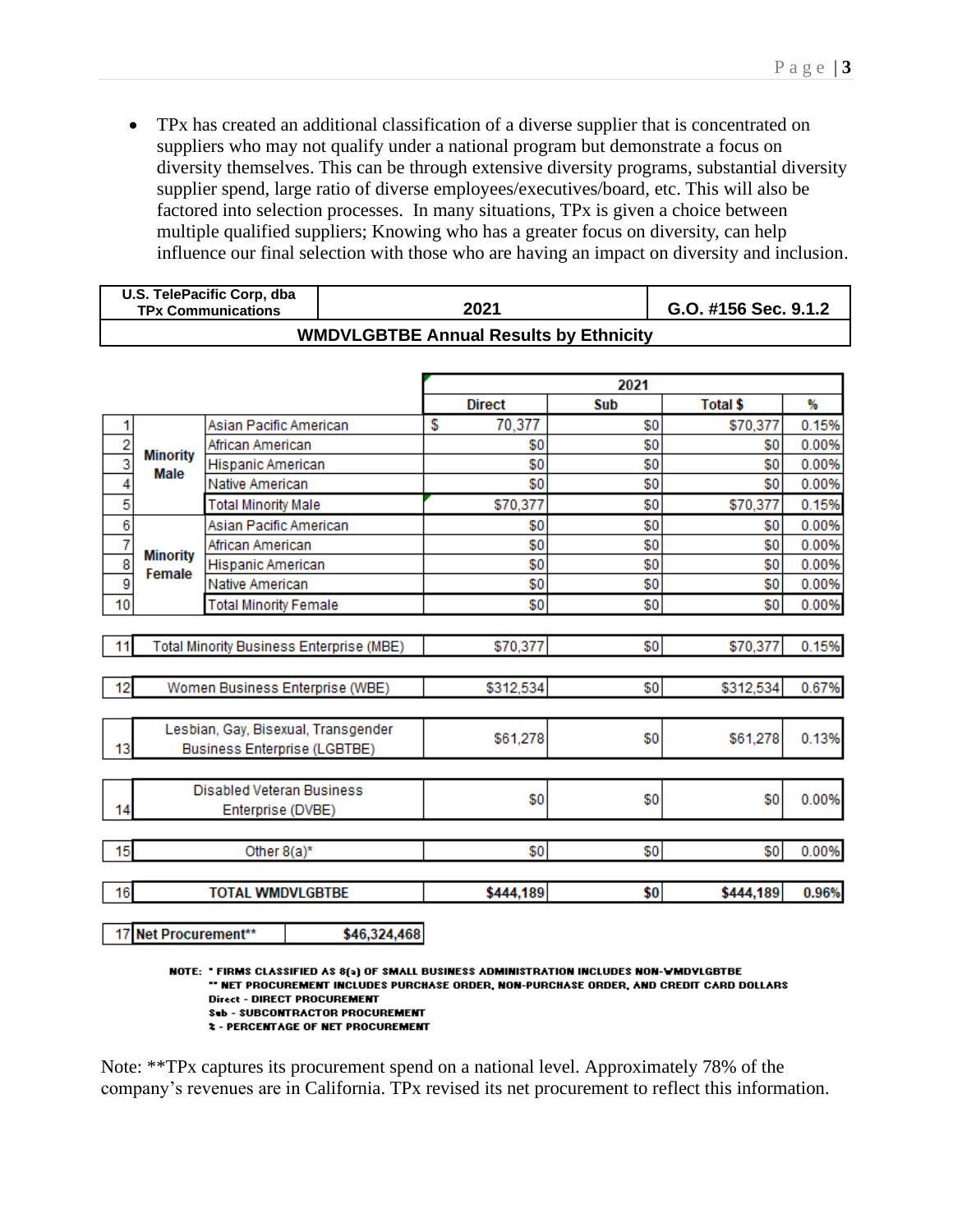- TPx has created an additional classification of a diverse supplier that is concentrated on suppliers who may not qualify under a national program but demonstrate a focus on diversity themselves. This can be through extensive diversity programs, substantial diversity supplier spend, large ratio of diverse employees/executives/board, etc. This will also be factored into selection processes. In many situations, TPx is given a choice between multiple qualified suppliers; Knowing who has a greater focus on diversity, can help influence our final selection with those who are having an impact on diversity and inclusion.

| U.S. TelePacific Corp, dba TPx Communications | 2021 | G.O. #156 Sec. 9.1.2 |
|---|---|---|
| **WMDVLGBTBE Annual Results by Ethnicity** | | |

| # | | | 2021 Direct | 2021 Sub | 2021 Total $ | 2021 % |
|---|---|---|---|---|---|---|
| 1 | Minority Male | Asian Pacific American | $ 70,377 | $0 | $70,377 | 0.15% |
| 2 | | African American | $0 | $0 | $0 | 0.00% |
| 3 | | Hispanic American | $0 | $0 | $0 | 0.00% |
| 4 | | Native American | $0 | $0 | $0 | 0.00% |
| 5 | | Total Minority Male | $70,377 | $0 | $70,377 | 0.15% |
| 6 | Minority Female | Asian Pacific American | $0 | $0 | $0 | 0.00% |
| 7 | | African American | $0 | $0 | $0 | 0.00% |
| 8 | | Hispanic American | $0 | $0 | $0 | 0.00% |
| 9 | | Native American | $0 | $0 | $0 | 0.00% |
| 10 | | Total Minority Female | $0 | $0 | $0 | 0.00% |
| 11 | Total Minority Business Enterprise (MBE) | | $70,377 | $0 | $70,377 | 0.15% |
| 12 | Women Business Enterprise (WBE) | | $312,534 | $0 | $312,534 | 0.67% |
| 13 | Lesbian, Gay, Bisexual, Transgender Business Enterprise (LGBTBE) | | $61,278 | $0 | $61,278 | 0.13% |
| 14 | Disabled Veteran Business Enterprise (DVBE) | | $0 | $0 | $0 | 0.00% |
| 15 | Other 8(a)* | | $0 | $0 | $0 | 0.00% |
| 16 | **TOTAL WMDVLGBTBE** | | **$444,189** | **$0** | **$444,189** | **0.96%** |
| 17 | **Net Procurement**** | | **$46,324,468** | | | |

NOTE: * FIRMS CLASSIFIED AS 8(a) OF SMALL BUSINESS ADMINISTRATION INCLUDES NON-WMDVLGBTBE
** NET PROCUREMENT INCLUDES PURCHASE ORDER, NON-PURCHASE ORDER, AND CREDIT CARD DOLLARS
Direct - DIRECT PROCUREMENT
Sub - SUBCONTRACTOR PROCUREMENT
% - PERCENTAGE OF NET PROCUREMENT

Note: **TPx captures its procurement spend on a national level. Approximately 78% of the company's revenues are in California. TPx revised its net procurement to reflect this information.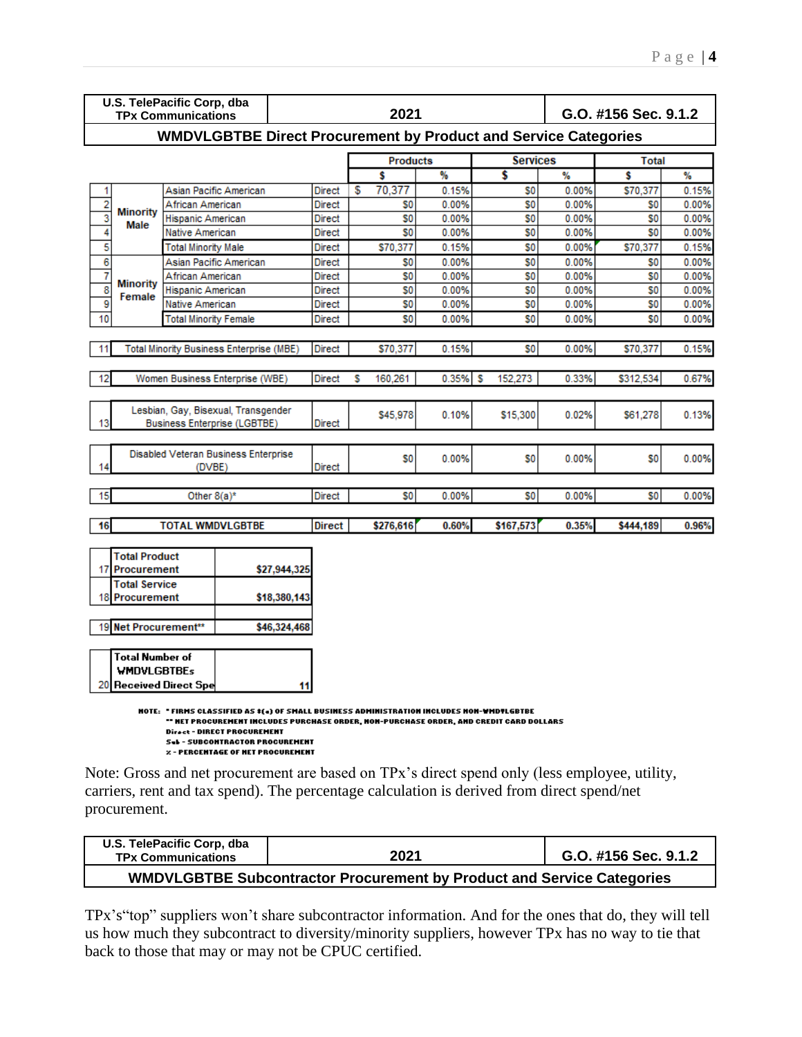| U.S. TelePacific Corp, dba TPx Communications | 2021 | G.O. #156 Sec. 9.1.2 |
|---|---|---|
| **WMDVLGBTBE Direct Procurement by Product and Service Categories** | | |

| # | | | | Products $ | Products % | Services $ | Services % | Total $ | Total % |
|---|---|---|---|---|---|---|---|---|---|
| 1 | Minority Male | Asian Pacific American | Direct | $ 70,377 | 0.15% | $0 | 0.00% | $70,377 | 0.15% |
| 2 | | African American | Direct | $0 | 0.00% | $0 | 0.00% | $0 | 0.00% |
| 3 | | Hispanic American | Direct | $0 | 0.00% | $0 | 0.00% | $0 | 0.00% |
| 4 | | Native American | Direct | $0 | 0.00% | $0 | 0.00% | $0 | 0.00% |
| 5 | | Total Minority Male | Direct | $70,377 | 0.15% | $0 | 0.00% | $70,377 | 0.15% |
| 6 | Minority Female | Asian Pacific American | Direct | $0 | 0.00% | $0 | 0.00% | $0 | 0.00% |
| 7 | | African American | Direct | $0 | 0.00% | $0 | 0.00% | $0 | 0.00% |
| 8 | | Hispanic American | Direct | $0 | 0.00% | $0 | 0.00% | $0 | 0.00% |
| 9 | | Native American | Direct | $0 | 0.00% | $0 | 0.00% | $0 | 0.00% |
| 10 | | Total Minority Female | Direct | $0 | 0.00% | $0 | 0.00% | $0 | 0.00% |
| 11 | Total Minority Business Enterprise (MBE) | | Direct | $70,377 | 0.15% | $0 | 0.00% | $70,377 | 0.15% |
| 12 | Women Business Enterprise (WBE) | | Direct | $ 160,261 | 0.35% | $ 152,273 | 0.33% | $312,534 | 0.67% |
| 13 | Lesbian, Gay, Bisexual, Transgender Business Enterprise (LGBTBE) | | Direct | $45,978 | 0.10% | $15,300 | 0.02% | $61,278 | 0.13% |
| 14 | Disabled Veteran Business Enterprise (DVBE) | | Direct | $0 | 0.00% | $0 | 0.00% | $0 | 0.00% |
| 15 | Other 8(a)* | | Direct | $0 | 0.00% | $0 | 0.00% | $0 | 0.00% |
| 16 | **TOTAL WMDVLGBTBE** | | **Direct** | **$276,616** | **0.60%** | **$167,573** | **0.35%** | **$444,189** | **0.96%** |

| # | | |
|---|---|---|
| 17 | **Total Product Procurement** | **$27,944,325** |
| 18 | **Total Service Procurement** | **$18,380,143** |
| 19 | **Net Procurement**** | **$46,324,468** |
| 20 | **Total Number of WMDVLGBTBEs Received Direct Spe** | **11** |

NOTE: * FIRMS CLASSIFIED AS 8(a) OF SMALL BUSINESS ADMINISTRATION INCLUDES NON-WMDVLGBTBE
** NET PROCUREMENT INCLUDES PURCHASE ORDER, NON-PURCHASE ORDER, AND CREDIT CARD DOLLARS
Direct - DIRECT PROCUREMENT
Sub - SUBCONTRACTOR PROCUREMENT
% - PERCENTAGE OF NET PROCUREMENT

Note: Gross and net procurement are based on TPx's direct spend only (less employee, utility, carriers, rent and tax spend). The percentage calculation is derived from direct spend/net procurement.

| U.S. TelePacific Corp, dba TPx Communications | 2021 | G.O. #156 Sec. 9.1.2 |
|---|---|---|
| **WMDVLGBTBE Subcontractor Procurement by Product and Service Categories** | | |

TPx's"top" suppliers won't share subcontractor information. And for the ones that do, they will tell us how much they subcontract to diversity/minority suppliers, however TPx has no way to tie that back to those that may or may not be CPUC certified.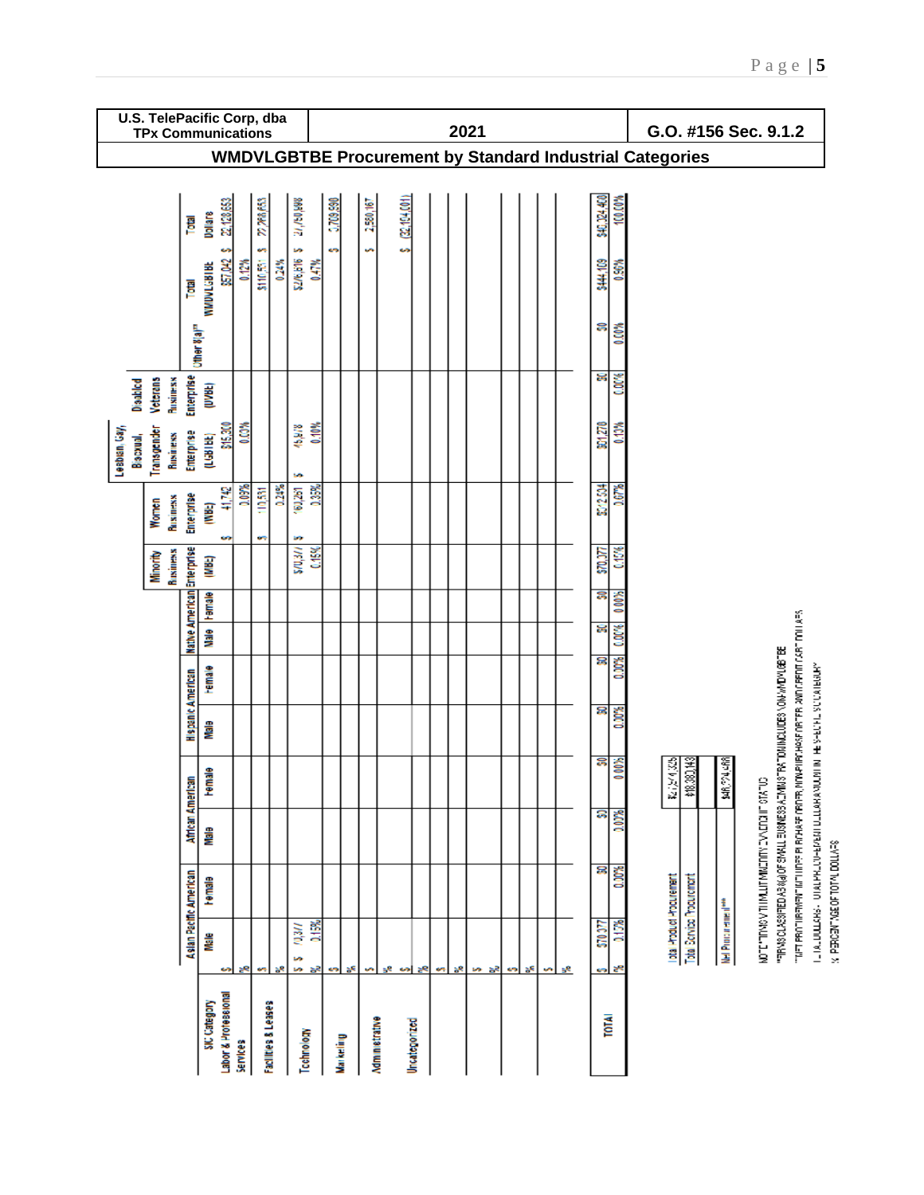| U.S. TelePacific Corp, dba TPx Communications | 2021 | G.O. #156 Sec. 9.1.2 |
|---|---|---|

## WMDVLGBTBE Procurement by Standard Industrial Categories

| SIC Category | | Asian Pacific American | | African American | | Hispanic American | | Native American | | Minority Business Enterprise (MBE) | Women Business Enterprise (WBE) | Lesbian, Gay, Bisexual, Transgender Business Enterprise (LGBTBE) | Disabled Veterans Business Enterprise (DVBE) | Other 8(a)** | Total WMDVLGBTBE | Total Dollars |
|---|---|---|---|---|---|---|---|---|---|---|---|---|---|---|---|---|
| | | Male | Female | Male | Female | Male | Female | Male | Female | | | | | | | |
| Labor & Professional Services | $ | | | | | | | | | | $ 41,742 | $15,300 | | | $57,042 | $ 22,428,653 |
| | % | | | | | | | | | | 0.09% | 0.03% | | | 0.12% | |
| Facilities & Leases | $ | | | | | | | | | | $ 110,531 | | | | $110,531 | $ 22,298,653 |
| | % | | | | | | | | | | 0.24% | | | | 0.24% | |
| Technology | $ | $ 70,377 | | | | | | | | $70,377 | $ 160,251 | $ 45,968 | | | $276,596 | $ 27,450,898 |
| | % | 0.15% | | | | | | | | 0.15% | 0.35% | 0.10% | | | 0.60% | |
| Marketing | $ | | | | | | | | | | | | | | | $ 3,709,590 |
| | % | | | | | | | | | | | | | | | |
| Administrative | $ | | | | | | | | | | | | | | | $ 2,580,167 |
| | % | | | | | | | | | | | | | | | |
| Uncategorized | $ | | | | | | | | | | | | | | | $ (32,154,001) |
| | % | | | | | | | | | | | | | | | |
| | $ | | | | | | | | | | | | | | | |
| | % | | | | | | | | | | | | | | | |
| | $ | | | | | | | | | | | | | | | |
| | % | | | | | | | | | | | | | | | |
| | $ | | | | | | | | | | | | | | | |
| | % | | | | | | | | | | | | | | | |
| | $ | | | | | | | | | | | | | | | |
| | % | | | | | | | | | | | | | | | |
| TOTAL | $ | $70,377 | $0 | $0 | $0 | $0 | $0 | $0 | $0 | $70,377 | $312,524 | $61,270 | $0 | $0 | $444,169 | $46,324,400 |
| | % | 0.15% | 0.00% | 0.00% | 0.00% | 0.00% | 0.00% | 0.00% | 0.00% | 0.15% | 0.67% | 0.13% | 0.00% | 0.00% | 0.96% | 100.00% |

| | |
|---|---|
| Total Product Procurement | $27,541,325 |
| Total Service Procurement | $18,383,143 |
| | |
| Net Procurement*** | $45,924,468 |

NOTE: "TOTAL WMDVLGBTBE" INCLUDES ONLY "VERIFIED" STATUS

**FIRMS CLASSIFIED AS 8(a) OF SMALL BUSINESS ADMINISTRATION INCLUDES NON-WMDVLGBTBE

***NET PROCUREMENT INCLUDES PURCHASE ORDER, NON-PURCHASE ORDER, AND CREDIT CARD DOLLARS

TOTAL DOLLARS - TOTAL PROCURED DOLLARS AND/OR IN THE SIC CATEGORY

% PERCENTAGE OF TOTAL DOLLARS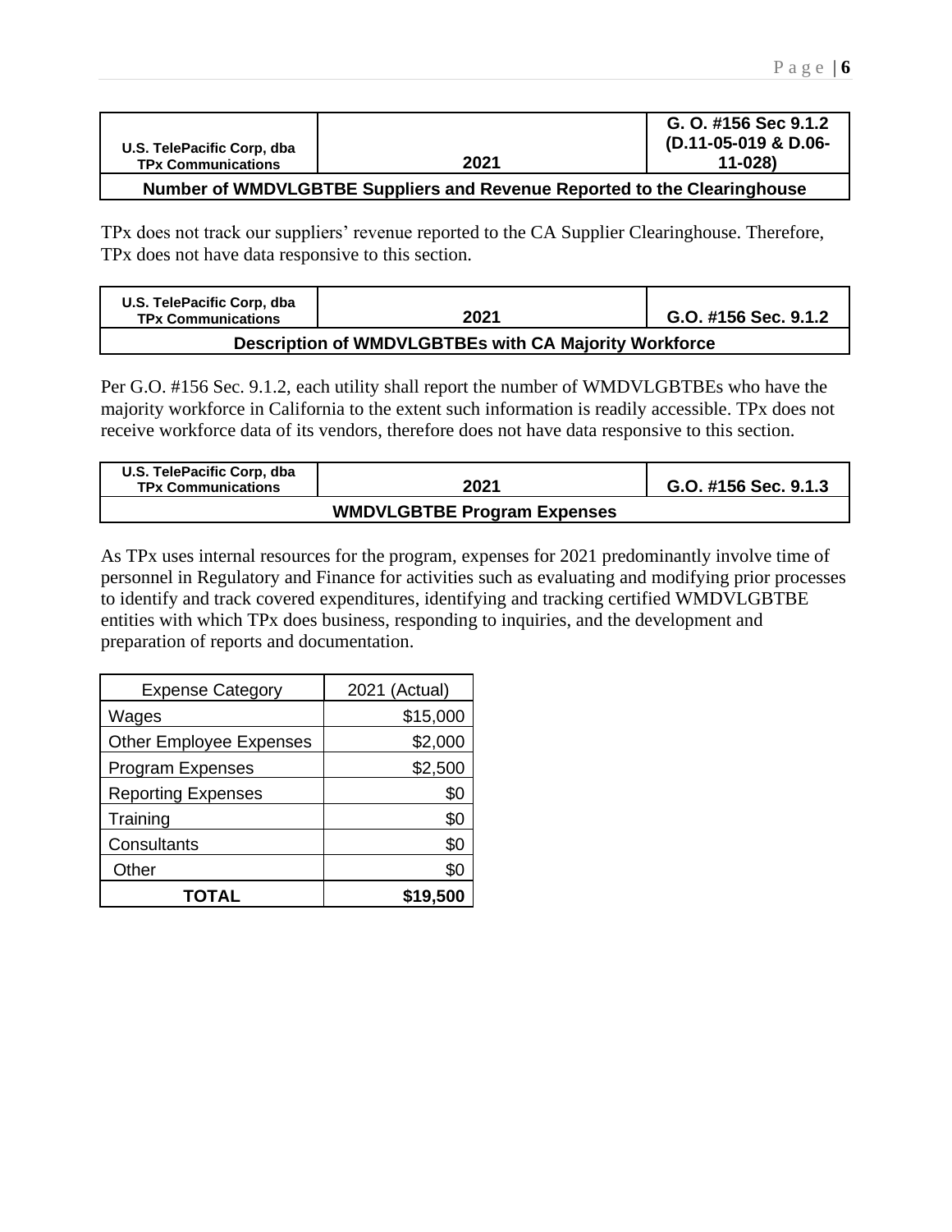| U.S. TelePacific Corp, dba TPx Communications | 2021 | G. O. #156 Sec 9.1.2 (D.11-05-019 & D.06-11-028) |
|---|---|---|
| **Number of WMDVLGBTBE Suppliers and Revenue Reported to the Clearinghouse** | | |

TPx does not track our suppliers' revenue reported to the CA Supplier Clearinghouse. Therefore, TPx does not have data responsive to this section.

| U.S. TelePacific Corp, dba TPx Communications | 2021 | G.O. #156 Sec. 9.1.2 |
|---|---|---|
| **Description of WMDVLGBTBEs with CA Majority Workforce** | | |

Per G.O. #156 Sec. 9.1.2, each utility shall report the number of WMDVLGBTBEs who have the majority workforce in California to the extent such information is readily accessible. TPx does not receive workforce data of its vendors, therefore does not have data responsive to this section.

| U.S. TelePacific Corp, dba TPx Communications | 2021 | G.O. #156 Sec. 9.1.3 |
|---|---|---|
| **WMDVLGBTBE Program Expenses** | | |

As TPx uses internal resources for the program, expenses for 2021 predominantly involve time of personnel in Regulatory and Finance for activities such as evaluating and modifying prior processes to identify and track covered expenditures, identifying and tracking certified WMDVLGBTBE entities with which TPx does business, responding to inquiries, and the development and preparation of reports and documentation.

| Expense Category | 2021 (Actual) |
|---|---:|
| Wages | $15,000 |
| Other Employee Expenses | $2,000 |
| Program Expenses | $2,500 |
| Reporting Expenses | $0 |
| Training | $0 |
| Consultants | $0 |
| Other | $0 |
| **TOTAL** | **$19,500** |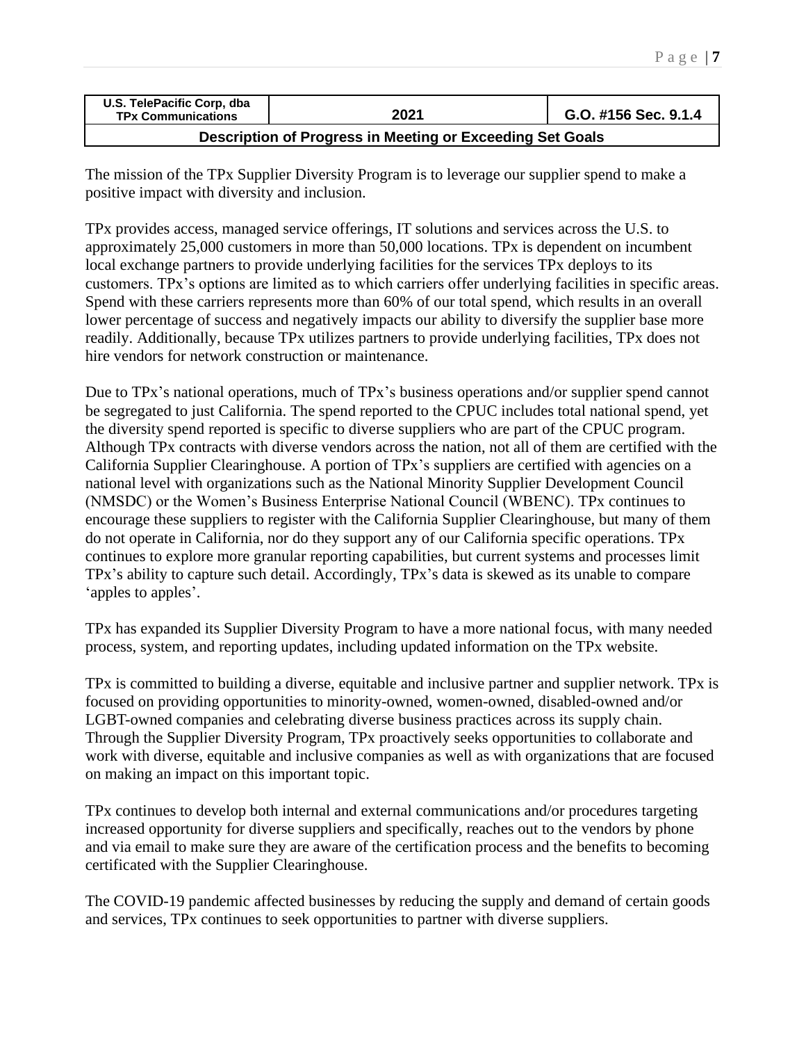| U.S. TelePacific Corp, dba TPx Communications | 2021 | G.O. #156 Sec. 9.1.4 |
|---|---|---|
| **Description of Progress in Meeting or Exceeding Set Goals** | | |

The mission of the TPx Supplier Diversity Program is to leverage our supplier spend to make a positive impact with diversity and inclusion.

TPx provides access, managed service offerings, IT solutions and services across the U.S. to approximately 25,000 customers in more than 50,000 locations. TPx is dependent on incumbent local exchange partners to provide underlying facilities for the services TPx deploys to its customers. TPx's options are limited as to which carriers offer underlying facilities in specific areas. Spend with these carriers represents more than 60% of our total spend, which results in an overall lower percentage of success and negatively impacts our ability to diversify the supplier base more readily. Additionally, because TPx utilizes partners to provide underlying facilities, TPx does not hire vendors for network construction or maintenance.

Due to TPx's national operations, much of TPx's business operations and/or supplier spend cannot be segregated to just California. The spend reported to the CPUC includes total national spend, yet the diversity spend reported is specific to diverse suppliers who are part of the CPUC program. Although TPx contracts with diverse vendors across the nation, not all of them are certified with the California Supplier Clearinghouse. A portion of TPx's suppliers are certified with agencies on a national level with organizations such as the National Minority Supplier Development Council (NMSDC) or the Women's Business Enterprise National Council (WBENC). TPx continues to encourage these suppliers to register with the California Supplier Clearinghouse, but many of them do not operate in California, nor do they support any of our California specific operations. TPx continues to explore more granular reporting capabilities, but current systems and processes limit TPx's ability to capture such detail. Accordingly, TPx's data is skewed as its unable to compare 'apples to apples'.

TPx has expanded its Supplier Diversity Program to have a more national focus, with many needed process, system, and reporting updates, including updated information on the TPx website.

TPx is committed to building a diverse, equitable and inclusive partner and supplier network. TPx is focused on providing opportunities to minority-owned, women-owned, disabled-owned and/or LGBT-owned companies and celebrating diverse business practices across its supply chain. Through the Supplier Diversity Program, TPx proactively seeks opportunities to collaborate and work with diverse, equitable and inclusive companies as well as with organizations that are focused on making an impact on this important topic.

TPx continues to develop both internal and external communications and/or procedures targeting increased opportunity for diverse suppliers and specifically, reaches out to the vendors by phone and via email to make sure they are aware of the certification process and the benefits to becoming certificated with the Supplier Clearinghouse.

The COVID-19 pandemic affected businesses by reducing the supply and demand of certain goods and services, TPx continues to seek opportunities to partner with diverse suppliers.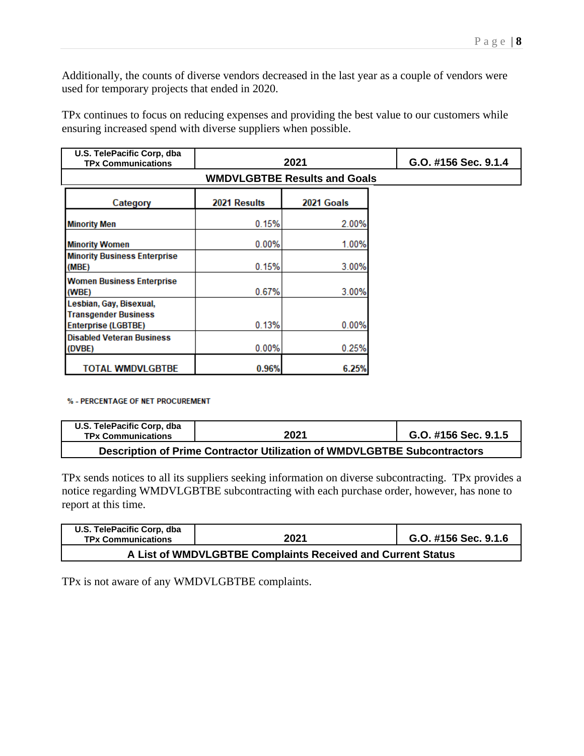Additionally, the counts of diverse vendors decreased in the last year as a couple of vendors were used for temporary projects that ended in 2020.

TPx continues to focus on reducing expenses and providing the best value to our customers while ensuring increased spend with diverse suppliers when possible.

| U.S. TelePacific Corp, dba TPx Communications | 2021 | G.O. #156 Sec. 9.1.4 |
|---|---|---|
| **WMDVLGBTBE Results and Goals** | | |

| Category | 2021 Results | 2021 Goals |
|---|---|---|
| Minority Men | 0.15% | 2.00% |
| Minority Women | 0.00% | 1.00% |
| Minority Business Enterprise (MBE) | 0.15% | 3.00% |
| Women Business Enterprise (WBE) | 0.67% | 3.00% |
| Lesbian, Gay, Bisexual, Transgender Business Enterprise (LGBTBE) | 0.13% | 0.00% |
| Disabled Veteran Business (DVBE) | 0.00% | 0.25% |
| TOTAL WMDVLGBTBE | **0.96%** | **6.25%** |

% - PERCENTAGE OF NET PROCUREMENT

| U.S. TelePacific Corp, dba TPx Communications | 2021 | G.O. #156 Sec. 9.1.5 |
|---|---|---|
| **Description of Prime Contractor Utilization of WMDVLGBTBE Subcontractors** | | |

TPx sends notices to all its suppliers seeking information on diverse subcontracting. TPx provides a notice regarding WMDVLGBTBE subcontracting with each purchase order, however, has none to report at this time.

| U.S. TelePacific Corp, dba TPx Communications | 2021 | G.O. #156 Sec. 9.1.6 |
|---|---|---|
| **A List of WMDVLGBTBE Complaints Received and Current Status** | | |

TPx is not aware of any WMDVLGBTBE complaints.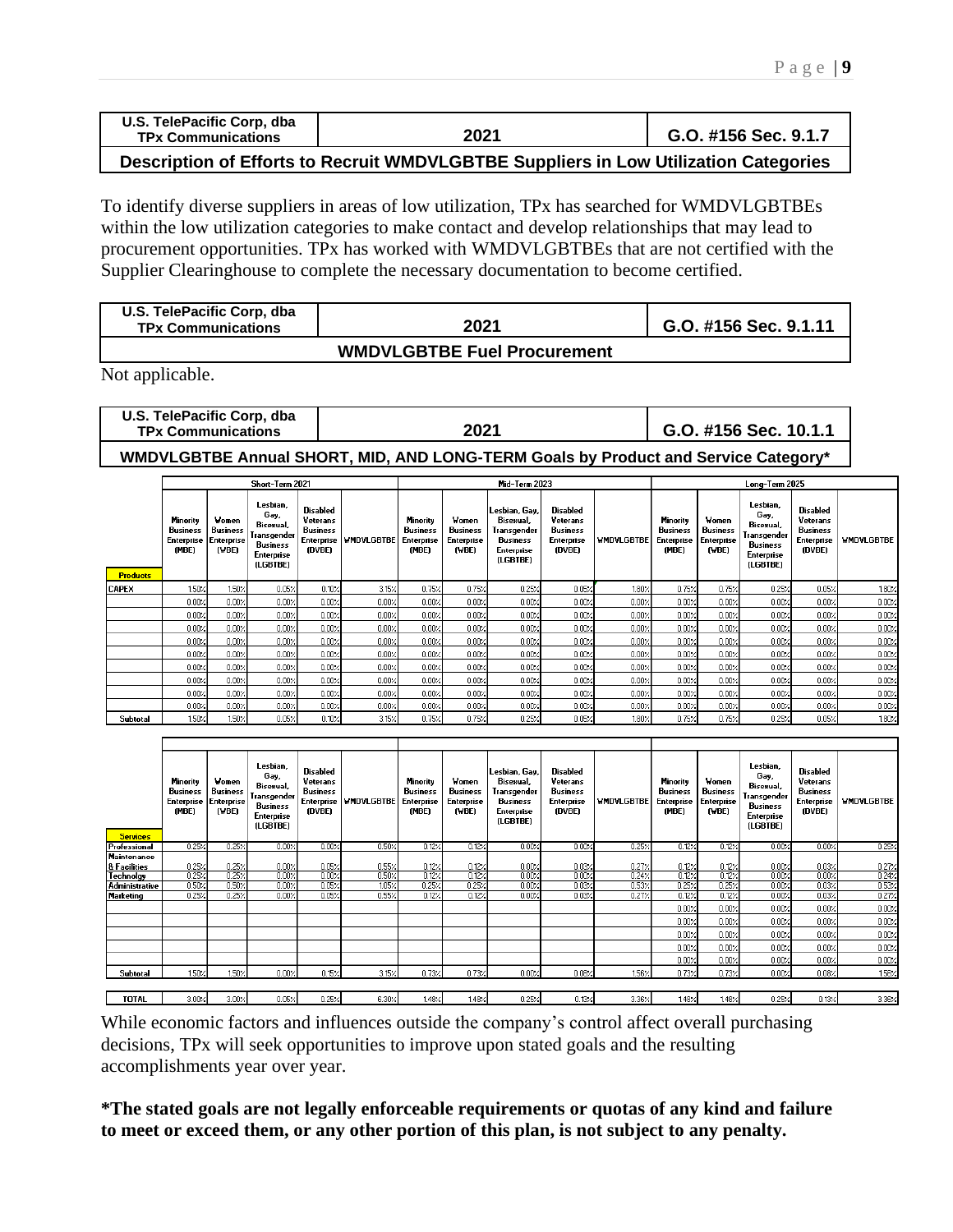| U.S. TelePacific Corp, dba TPx Communications | 2021 | G.O. #156 Sec. 9.1.7 |
|---|---|---|
| **Description of Efforts to Recruit WMDVLGBTBE Suppliers in Low Utilization Categories** | | |

To identify diverse suppliers in areas of low utilization, TPx has searched for WMDVLGBTBEs within the low utilization categories to make contact and develop relationships that may lead to procurement opportunities. TPx has worked with WMDVLGBTBEs that are not certified with the Supplier Clearinghouse to complete the necessary documentation to become certified.

| U.S. TelePacific Corp, dba TPx Communications | 2021 | G.O. #156 Sec. 9.1.11 |
|---|---|---|
| **WMDVLGBTBE Fuel Procurement** | | |

Not applicable.

| U.S. TelePacific Corp, dba TPx Communications | 2021 | G.O. #156 Sec. 10.1.1 |
|---|---|---|
| **WMDVLGBTBE Annual SHORT, MID, AND LONG-TERM Goals by Product and Service Category*** | | |

| | Short-Term 2021 | | | | | Mid-Term 2023 | | | | | Long-Term 2025 | | | | |
|---|---|---|---|---|---|---|---|---|---|---|---|---|---|---|---|
| Products | Minority Business Enterprise (MBE) | Women Business Enterprise (WBE) | Lesbian, Gay, Bisexual, Transgender Business Enterprise (LGBTBE) | Disabled Veterans Business Enterprise (DVBE) | WMDVLGBTBE | Minority Business Enterprise (MBE) | Women Business Enterprise (WBE) | Lesbian, Gay, Bisexual, Transgender Business Enterprise (LGBTBE) | Disabled Veterans Business Enterprise (DVBE) | WMDVLGBTBE | Minority Business Enterprise (MBE) | Women Business Enterprise (WBE) | Lesbian, Gay, Bisexual, Transgender Business Enterprise (LGBTBE) | Disabled Veterans Business Enterprise (DVBE) | WMDVLGBTBE |
| CAPEX | 1.50% | 1.50% | 0.05% | 0.10% | 3.15% | 0.75% | 0.75% | 0.25% | 0.05% | 1.80% | 0.75% | 0.75% | 0.25% | 0.05% | 1.80% |
| | 0.00% | 0.00% | 0.00% | 0.00% | 0.00% | 0.00% | 0.00% | 0.00% | 0.00% | 0.00% | 0.00% | 0.00% | 0.00% | 0.00% | 0.00% |
| | 0.00% | 0.00% | 0.00% | 0.00% | 0.00% | 0.00% | 0.00% | 0.00% | 0.00% | 0.00% | 0.00% | 0.00% | 0.00% | 0.00% | 0.00% |
| | 0.00% | 0.00% | 0.00% | 0.00% | 0.00% | 0.00% | 0.00% | 0.00% | 0.00% | 0.00% | 0.00% | 0.00% | 0.00% | 0.00% | 0.00% |
| | 0.00% | 0.00% | 0.00% | 0.00% | 0.00% | 0.00% | 0.00% | 0.00% | 0.00% | 0.00% | 0.00% | 0.00% | 0.00% | 0.00% | 0.00% |
| | 0.00% | 0.00% | 0.00% | 0.00% | 0.00% | 0.00% | 0.00% | 0.00% | 0.00% | 0.00% | 0.00% | 0.00% | 0.00% | 0.00% | 0.00% |
| | 0.00% | 0.00% | 0.00% | 0.00% | 0.00% | 0.00% | 0.00% | 0.00% | 0.00% | 0.00% | 0.00% | 0.00% | 0.00% | 0.00% | 0.00% |
| | 0.00% | 0.00% | 0.00% | 0.00% | 0.00% | 0.00% | 0.00% | 0.00% | 0.00% | 0.00% | 0.00% | 0.00% | 0.00% | 0.00% | 0.00% |
| | 0.00% | 0.00% | 0.00% | 0.00% | 0.00% | 0.00% | 0.00% | 0.00% | 0.00% | 0.00% | 0.00% | 0.00% | 0.00% | 0.00% | 0.00% |
| | 0.00% | 0.00% | 0.00% | 0.00% | 0.00% | 0.00% | 0.00% | 0.00% | 0.00% | 0.00% | 0.00% | 0.00% | 0.00% | 0.00% | 0.00% |
| Subtotal | 1.50% | 1.50% | 0.05% | 0.10% | 3.15% | 0.75% | 0.75% | 0.25% | 0.05% | 1.80% | 0.75% | 0.75% | 0.25% | 0.05% | 1.80% |

| Services | Minority Business Enterprise (MBE) | Women Business Enterprise (WBE) | Lesbian, Gay, Bisexual, Transgender Business Enterprise (LGBTBE) | Disabled Veterans Business Enterprise (DVBE) | WMDVLGBTBE | Minority Business Enterprise (MBE) | Women Business Enterprise (WBE) | Lesbian, Gay, Bisexual, Transgender Business Enterprise (LGBTBE) | Disabled Veterans Business Enterprise (DVBE) | WMDVLGBTBE | Minority Business Enterprise (MBE) | Women Business Enterprise (WBE) | Lesbian, Gay, Bisexual, Transgender Business Enterprise (LGBTBE) | Disabled Veterans Business Enterprise (DVBE) | WMDVLGBTBE |
|---|---|---|---|---|---|---|---|---|---|---|---|---|---|---|---|
| Professional | 0.25% | 0.25% | 0.00% | 0.00% | 0.50% | 0.12% | 0.12% | 0.00% | 0.00% | 0.25% | 0.12% | 0.12% | 0.00% | 0.00% | 0.25% |
| Maintenance & Facilities | 0.25% | 0.25% | 0.00% | 0.05% | 0.55% | 0.12% | 0.12% | 0.00% | 0.03% | 0.27% | 0.12% | 0.12% | 0.00% | 0.03% | 0.27% |
| Technolgy | 0.25% | 0.25% | 0.00% | 0.00% | 0.50% | 0.12% | 0.12% | 0.00% | 0.00% | 0.24% | 0.12% | 0.12% | 0.00% | 0.00% | 0.24% |
| Administrative | 0.50% | 0.50% | 0.00% | 0.05% | 1.05% | 0.25% | 0.25% | 0.00% | 0.03% | 0.53% | 0.25% | 0.25% | 0.00% | 0.03% | 0.53% |
| Marketing | 0.25% | 0.25% | 0.00% | 0.05% | 0.55% | 0.12% | 0.12% | 0.00% | 0.03% | 0.27% | 0.12% | 0.12% | 0.00% | 0.03% | 0.27% |
| | | | | | | | | | | | 0.00% | 0.00% | 0.00% | 0.00% | 0.00% |
| | | | | | | | | | | | 0.00% | 0.00% | 0.00% | 0.00% | 0.00% |
| | | | | | | | | | | | 0.00% | 0.00% | 0.00% | 0.00% | 0.00% |
| | | | | | | | | | | | 0.00% | 0.00% | 0.00% | 0.00% | 0.00% |
| | | | | | | | | | | | 0.00% | 0.00% | 0.00% | 0.00% | 0.00% |
| Subtotal | 1.50% | 1.50% | 0.00% | 0.15% | 3.15% | 0.73% | 0.73% | 0.00% | 0.08% | 1.56% | 0.73% | 0.73% | 0.00% | 0.08% | 1.56% |
| TOTAL | 3.00% | 3.00% | 0.05% | 0.25% | 6.30% | 1.48% | 1.48% | 0.25% | 0.13% | 3.36% | 1.48% | 1.48% | 0.25% | 0.13% | 3.36% |

While economic factors and influences outside the company's control affect overall purchasing decisions, TPx will seek opportunities to improve upon stated goals and the resulting accomplishments year over year.

**\*The stated goals are not legally enforceable requirements or quotas of any kind and failure to meet or exceed them, or any other portion of this plan, is not subject to any penalty.**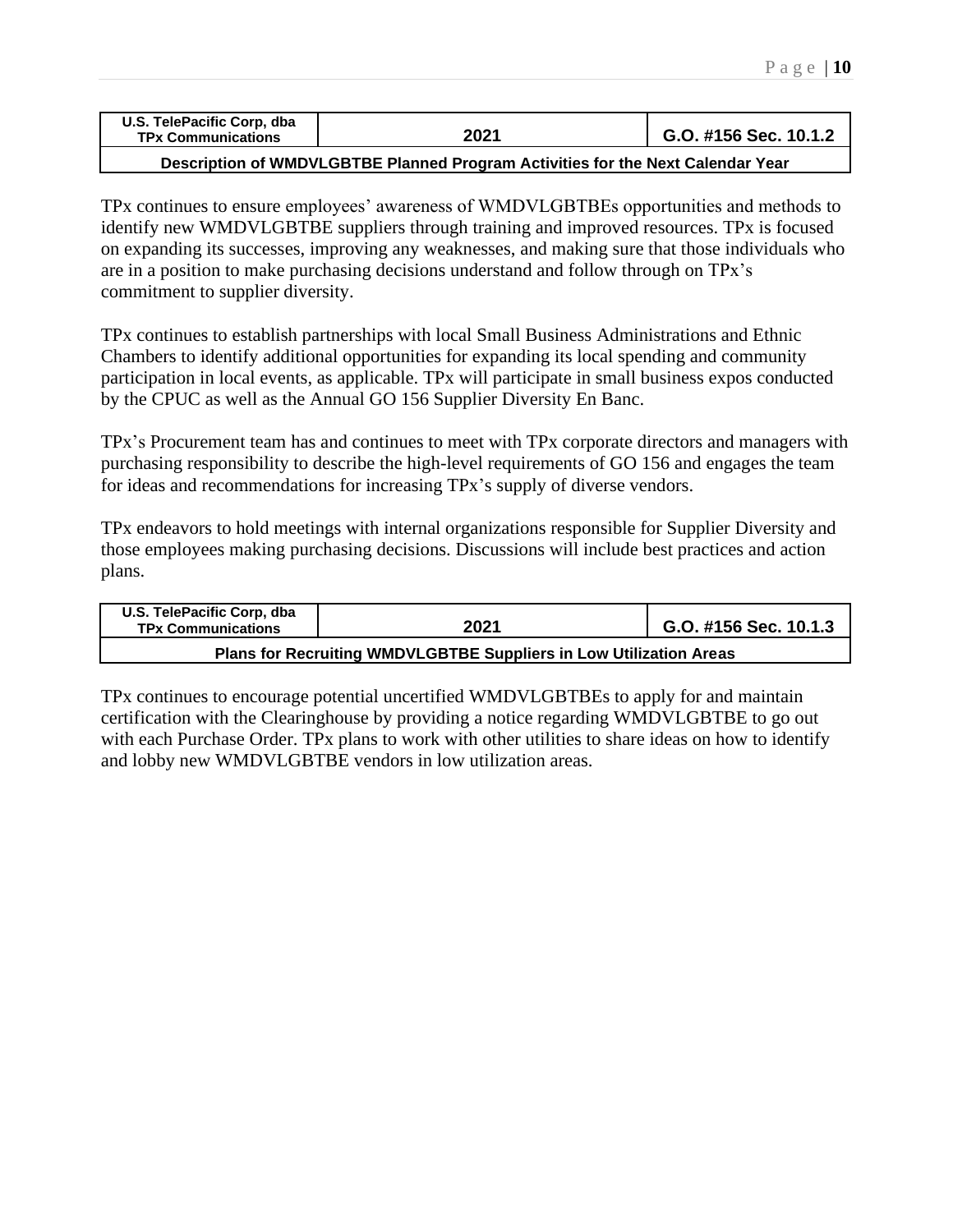| U.S. TelePacific Corp, dba TPx Communications | 2021 | G.O. #156 Sec. 10.1.2 |
| --- | --- | --- |
| **Description of WMDVLGBTBE Planned Program Activities for the Next Calendar Year** | | |

TPx continues to ensure employees' awareness of WMDVLGBTBEs opportunities and methods to identify new WMDVLGBTBE suppliers through training and improved resources. TPx is focused on expanding its successes, improving any weaknesses, and making sure that those individuals who are in a position to make purchasing decisions understand and follow through on TPx's commitment to supplier diversity.

TPx continues to establish partnerships with local Small Business Administrations and Ethnic Chambers to identify additional opportunities for expanding its local spending and community participation in local events, as applicable. TPx will participate in small business expos conducted by the CPUC as well as the Annual GO 156 Supplier Diversity En Banc.

TPx's Procurement team has and continues to meet with TPx corporate directors and managers with purchasing responsibility to describe the high-level requirements of GO 156 and engages the team for ideas and recommendations for increasing TPx's supply of diverse vendors.

TPx endeavors to hold meetings with internal organizations responsible for Supplier Diversity and those employees making purchasing decisions. Discussions will include best practices and action plans.

| U.S. TelePacific Corp, dba TPx Communications | 2021 | G.O. #156 Sec. 10.1.3 |
| --- | --- | --- |
| **Plans for Recruiting WMDVLGBTBE Suppliers in Low Utilization Areas** | | |

TPx continues to encourage potential uncertified WMDVLGBTBEs to apply for and maintain certification with the Clearinghouse by providing a notice regarding WMDVLGBTBE to go out with each Purchase Order. TPx plans to work with other utilities to share ideas on how to identify and lobby new WMDVLGBTBE vendors in low utilization areas.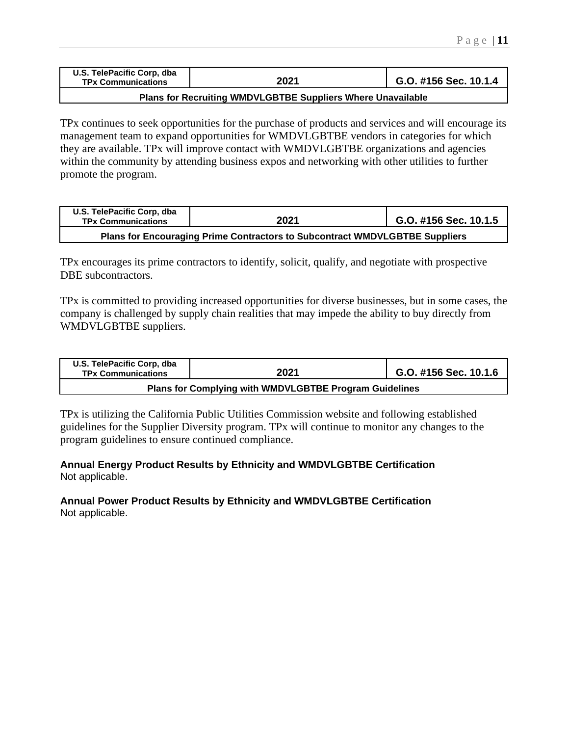| U.S. TelePacific Corp, dba TPx Communications | 2021 | G.O. #156 Sec. 10.1.4 |
| --- | --- | --- |
| Plans for Recruiting WMDVLGBTBE Suppliers Where Unavailable | | |

TPx continues to seek opportunities for the purchase of products and services and will encourage its management team to expand opportunities for WMDVLGBTBE vendors in categories for which they are available. TPx will improve contact with WMDVLGBTBE organizations and agencies within the community by attending business expos and networking with other utilities to further promote the program.

| U.S. TelePacific Corp, dba TPx Communications | 2021 | G.O. #156 Sec. 10.1.5 |
| --- | --- | --- |
| Plans for Encouraging Prime Contractors to Subcontract WMDVLGBTBE Suppliers | | |

TPx encourages its prime contractors to identify, solicit, qualify, and negotiate with prospective DBE subcontractors.

TPx is committed to providing increased opportunities for diverse businesses, but in some cases, the company is challenged by supply chain realities that may impede the ability to buy directly from WMDVLGBTBE suppliers.

| U.S. TelePacific Corp, dba TPx Communications | 2021 | G.O. #156 Sec. 10.1.6 |
| --- | --- | --- |
| Plans for Complying with WMDVLGBTBE Program Guidelines | | |

TPx is utilizing the California Public Utilities Commission website and following established guidelines for the Supplier Diversity program. TPx will continue to monitor any changes to the program guidelines to ensure continued compliance.

**Annual Energy Product Results by Ethnicity and WMDVLGBTBE Certification**

Not applicable.

**Annual Power Product Results by Ethnicity and WMDVLGBTBE Certification**

Not applicable.